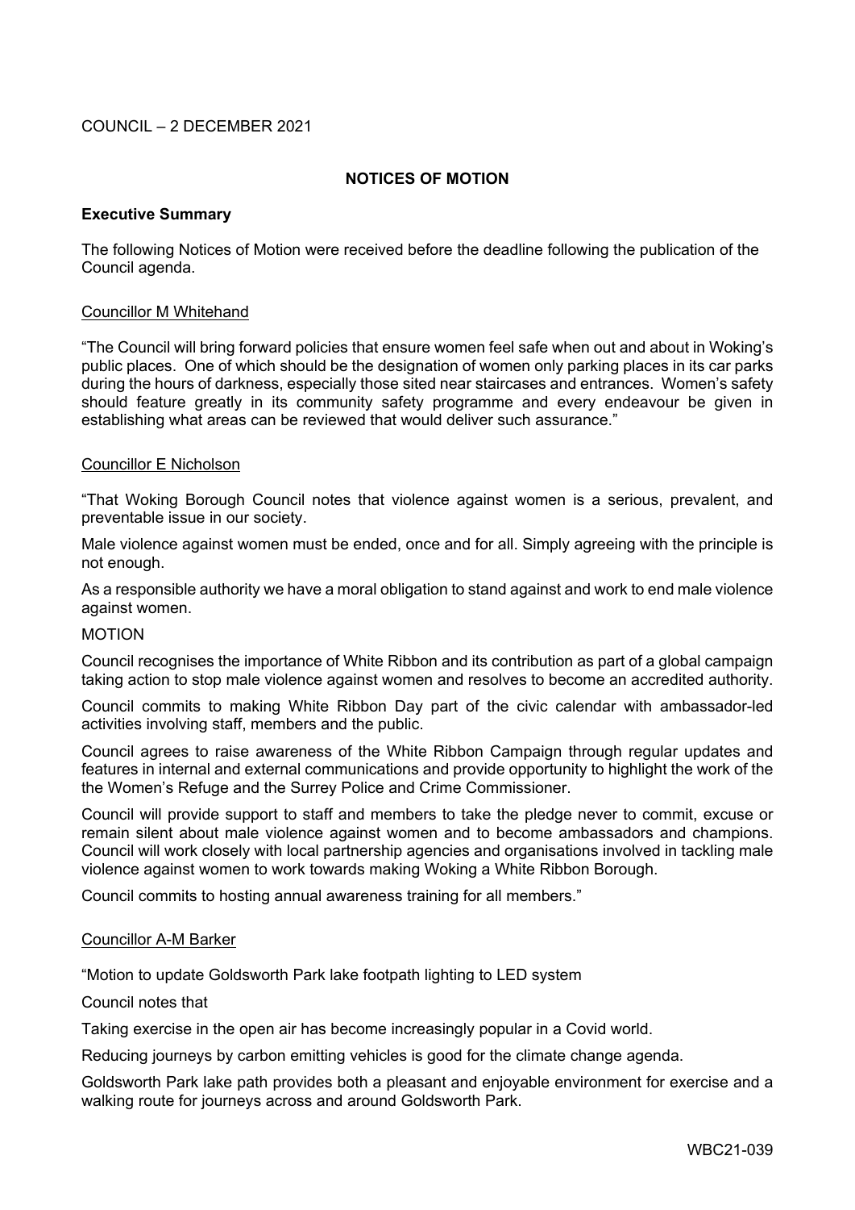COUNCIL – 2 DECEMBER 2021

## NOTICES OF MOTION

### Executive Summary

The following Notices of Motion were received before the deadline following the publication of the Council agenda.

Councillor M Whitehand

"The Council will bring forward policies that ensure women feel safe when out and about in Woking's public places. One of which should be the designation of women only parking places in its car parks during the hours of darkness, especially those sited near staircases and entrances. Women's safety should feature greatly in its community safety programme and every endeavour be given in establishing what areas can be reviewed that would deliver such assurance."

Councillor E Nicholson

"That Woking Borough Council notes that violence against women is a serious, prevalent, and preventable issue in our society.

Male violence against women must be ended, once and for all. Simply agreeing with the principle is not enough.

As a responsible authority we have a moral obligation to stand against and work to end male violence against women.

MOTION

Council recognises the importance of White Ribbon and its contribution as part of a global campaign taking action to stop male violence against women and resolves to become an accredited authority.

Council commits to making White Ribbon Day part of the civic calendar with ambassador-led activities involving staff, members and the public.

Council agrees to raise awareness of the White Ribbon Campaign through regular updates and features in internal and external communications and provide opportunity to highlight the work of the the Women's Refuge and the Surrey Police and Crime Commissioner.

Council will provide support to staff and members to take the pledge never to commit, excuse or remain silent about male violence against women and to become ambassadors and champions. Council will work closely with local partnership agencies and organisations involved in tackling male violence against women to work towards making Woking a White Ribbon Borough.

Council commits to hosting annual awareness training for all members."

Councillor A-M Barker

"Motion to update Goldsworth Park lake footpath lighting to LED system

Council notes that

Taking exercise in the open air has become increasingly popular in a Covid world.

Reducing journeys by carbon emitting vehicles is good for the climate change agenda.

Goldsworth Park lake path provides both a pleasant and enjoyable environment for exercise and a walking route for journeys across and around Goldsworth Park.

WBC21-039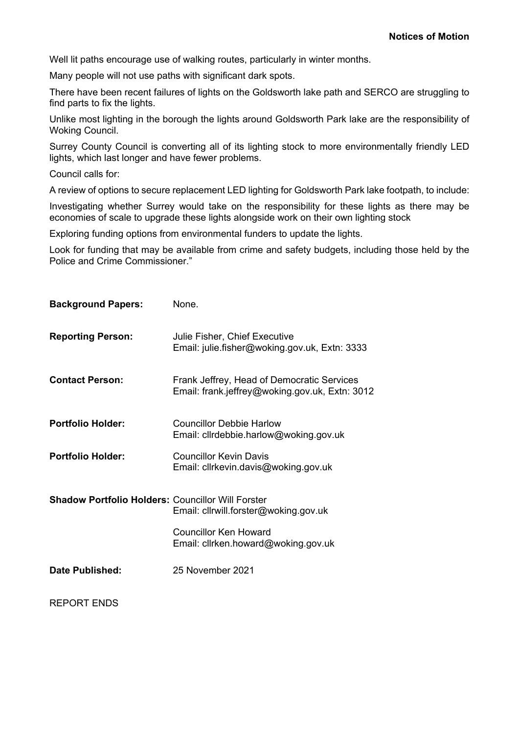Well lit paths encourage use of walking routes, particularly in winter months.

Many people will not use paths with significant dark spots.

There have been recent failures of lights on the Goldsworth lake path and SERCO are struggling to find parts to fix the lights.

Unlike most lighting in the borough the lights around Goldsworth Park lake are the responsibility of Woking Council.

Surrey County Council is converting all of its lighting stock to more environmentally friendly LED lights, which last longer and have fewer problems.

Council calls for:

A review of options to secure replacement LED lighting for Goldsworth Park lake footpath, to include:

Investigating whether Surrey would take on the responsibility for these lights as there may be economies of scale to upgrade these lights alongside work on their own lighting stock

Exploring funding options from environmental funders to update the lights.

Look for funding that may be available from crime and safety budgets, including those held by the Police and Crime Commissioner."

| | |
|---|---|
| **Background Papers:** | None. |
| **Reporting Person:** | Julie Fisher, Chief Executive<br>Email: julie.fisher@woking.gov.uk, Extn: 3333 |
| **Contact Person:** | Frank Jeffrey, Head of Democratic Services<br>Email: frank.jeffrey@woking.gov.uk, Extn: 3012 |
| **Portfolio Holder:** | Councillor Debbie Harlow<br>Email: cllrdebbie.harlow@woking.gov.uk |
| **Portfolio Holder:** | Councillor Kevin Davis<br>Email: cllrkevin.davis@woking.gov.uk |
| **Shadow Portfolio Holders:** | Councillor Will Forster<br>Email: cllrwill.forster@woking.gov.uk<br><br>Councillor Ken Howard<br>Email: cllrken.howard@woking.gov.uk |
| **Date Published:** | 25 November 2021 |

REPORT ENDS